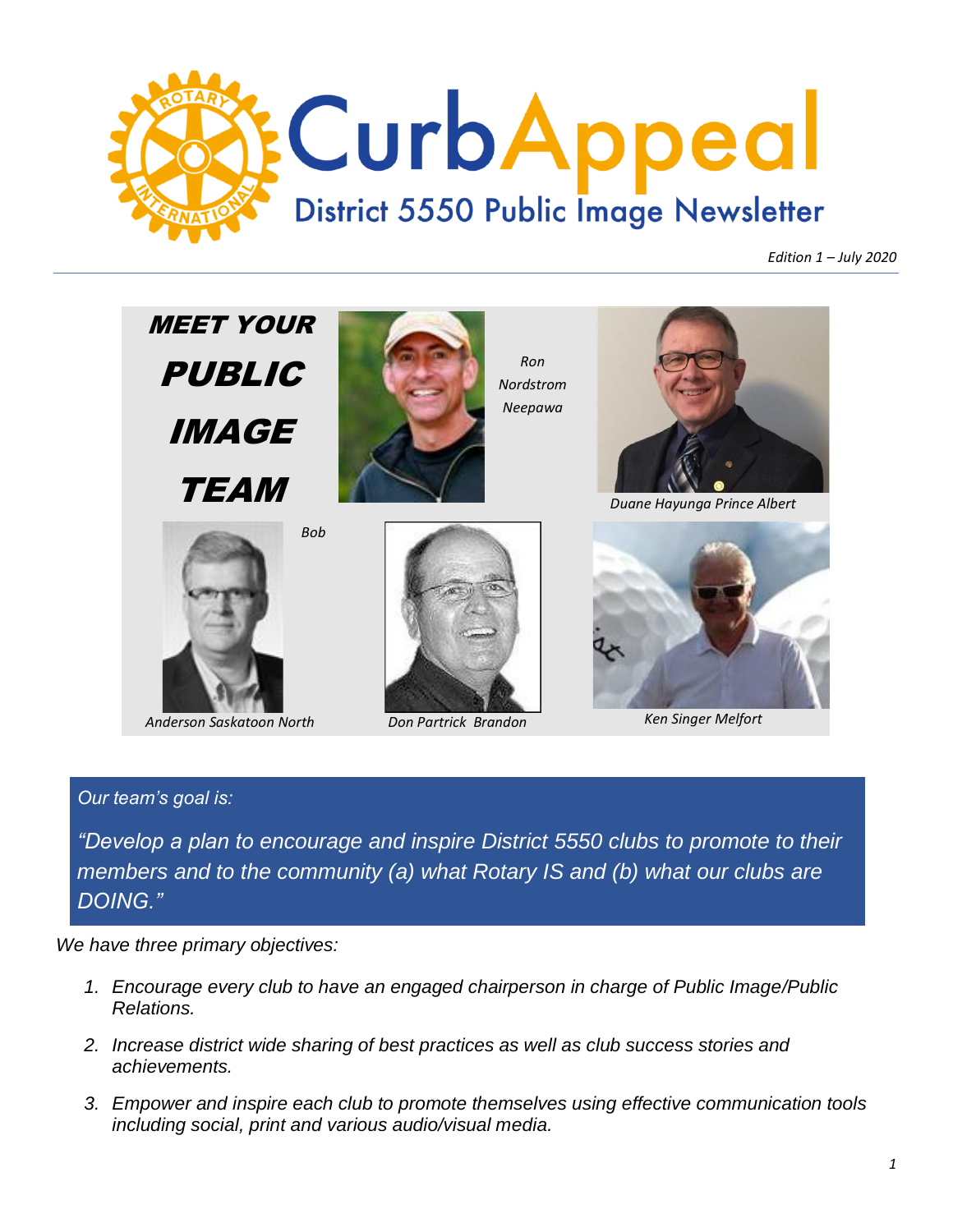# CurbAppeal

## District 5550 Public Image Newsletter

*Edition 1 – July 2020*

## MEET YOUR PUBLIC IMAGE TEAM

*Ron Nordstrom Neepawa*

*Duane Hayunga Prince Albert*

*Bob Anderson Saskatoon North*

*Don Partrick Brandon*

*Ken Singer Melfort*

*Our team's goal is:*

*"Develop a plan to encourage and inspire District 5550 clubs to promote to their members and to the community (a) what Rotary IS and (b) what our clubs are DOING."*

*We have three primary objectives:*

1. *Encourage every club to have an engaged chairperson in charge of Public Image/Public Relations.*
2. *Increase district wide sharing of best practices as well as club success stories and achievements.*
3. *Empower and inspire each club to promote themselves using effective communication tools including social, print and various audio/visual media.*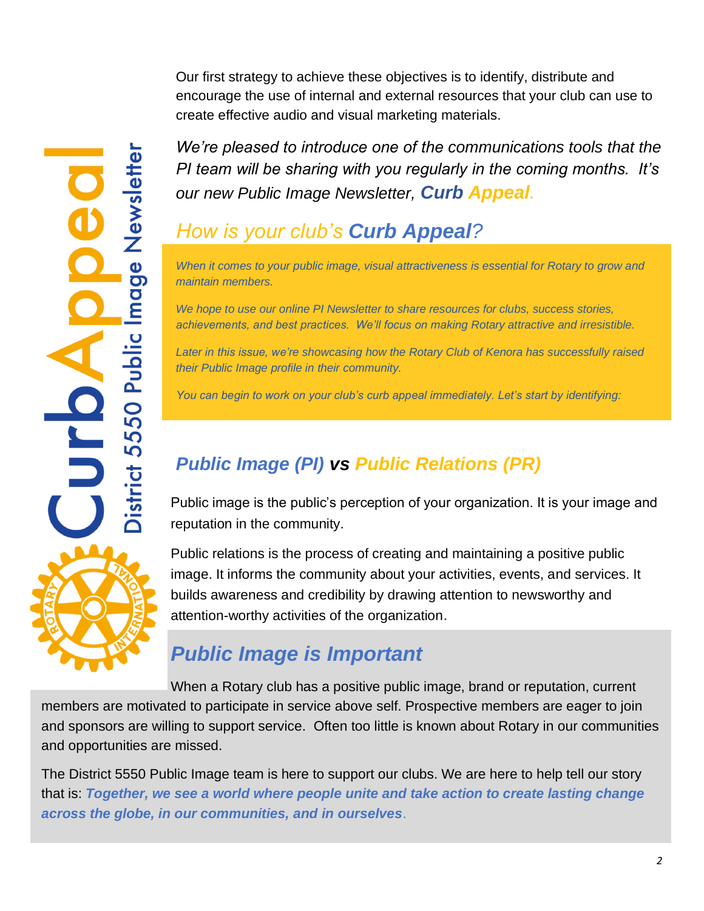Our first strategy to achieve these objectives is to identify, distribute and encourage the use of internal and external resources that your club can use to create effective audio and visual marketing materials.

*We're pleased to introduce one of the communications tools that the PI team will be sharing with you regularly in the coming months. It's our new Public Image Newsletter, **Curb Appeal**.*

## *How is your club's **Curb Appeal**?*

*When it comes to your public image, visual attractiveness is essential for Rotary to grow and maintain members.*

*We hope to use our online PI Newsletter to share resources for clubs, success stories, achievements, and best practices. We'll focus on making Rotary attractive and irresistible.*

*Later in this issue, we're showcasing how the Rotary Club of Kenora has successfully raised their Public Image profile in their community.*

*You can begin to work on your club's curb appeal immediately. Let's start by identifying:*

## ***Public Image (PI) vs Public Relations (PR)***

Public image is the public's perception of your organization. It is your image and reputation in the community.

Public relations is the process of creating and maintaining a positive public image. It informs the community about your activities, events, and services. It builds awareness and credibility by drawing attention to newsworthy and attention-worthy activities of the organization.

## ***Public Image is Important***

When a Rotary club has a positive public image, brand or reputation, current members are motivated to participate in service above self. Prospective members are eager to join and sponsors are willing to support service. Often too little is known about Rotary in our communities and opportunities are missed.

The District 5550 Public Image team is here to support our clubs. We are here to help tell our story that is: ***Together, we see a world where people unite and take action to create lasting change across the globe, in our communities, and in ourselves***.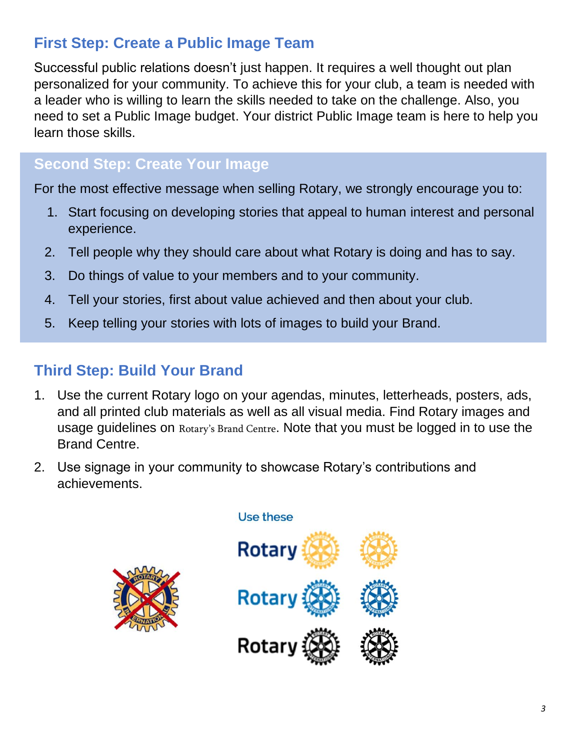## First Step: Create a Public Image Team

Successful public relations doesn't just happen. It requires a well thought out plan personalized for your community. To achieve this for your club, a team is needed with a leader who is willing to learn the skills needed to take on the challenge. Also, you need to set a Public Image budget. Your district Public Image team is here to help you learn those skills.

## Second Step: Create Your Image

For the most effective message when selling Rotary, we strongly encourage you to:

1. Start focusing on developing stories that appeal to human interest and personal experience.
2. Tell people why they should care about what Rotary is doing and has to say.
3. Do things of value to your members and to your community.
4. Tell your stories, first about value achieved and then about your club.
5. Keep telling your stories with lots of images to build your Brand.

## Third Step: Build Your Brand

1. Use the current Rotary logo on your agendas, minutes, letterheads, posters, ads, and all printed club materials as well as all visual media. Find Rotary images and usage guidelines on Rotary's Brand Centre. Note that you must be logged in to use the Brand Centre.
2. Use signage in your community to showcase Rotary's contributions and achievements.

Use these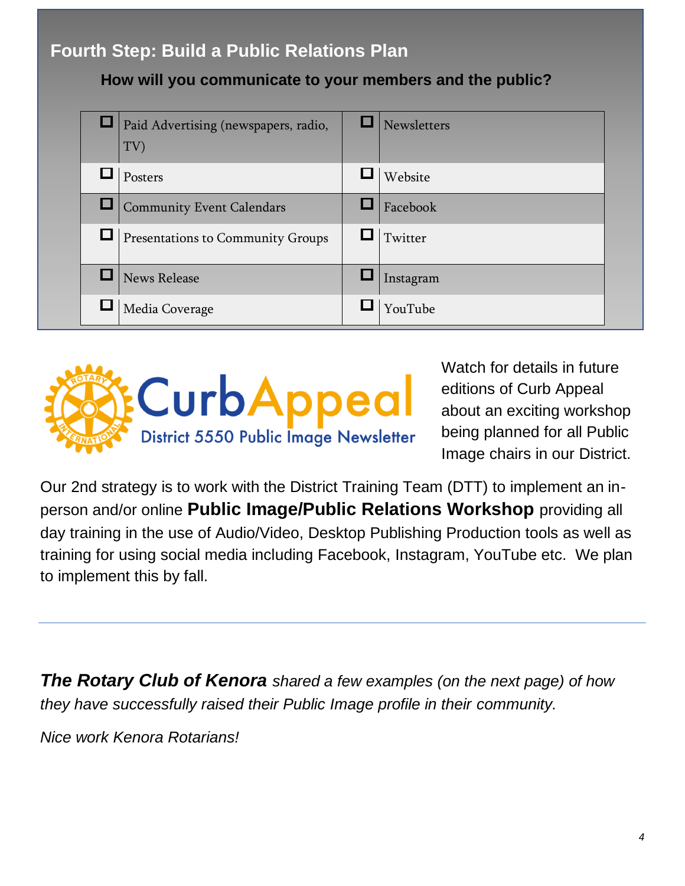## Fourth Step: Build a Public Relations Plan

**How will you communicate to your members and the public?**

| ☐ | Paid Advertising (newspapers, radio, TV) | ☐ | Newsletters |
|---|---|---|---|
| ☐ | Posters | ☐ | Website |
| ☐ | Community Event Calendars | ☐ | Facebook |
| ☐ | Presentations to Community Groups | ☐ | Twitter |
| ☐ | News Release | ☐ | Instagram |
| ☐ | Media Coverage | ☐ | YouTube |

CurbAppeal
District 5550 Public Image Newsletter

Watch for details in future editions of Curb Appeal about an exciting workshop being planned for all Public Image chairs in our District.

Our 2nd strategy is to work with the District Training Team (DTT) to implement an in-person and/or online **Public Image/Public Relations Workshop** providing all day training in the use of Audio/Video, Desktop Publishing Production tools as well as training for using social media including Facebook, Instagram, YouTube etc. We plan to implement this by fall.

---

***The Rotary Club of Kenora*** *shared a few examples (on the next page) of how they have successfully raised their Public Image profile in their community.*

*Nice work Kenora Rotarians!*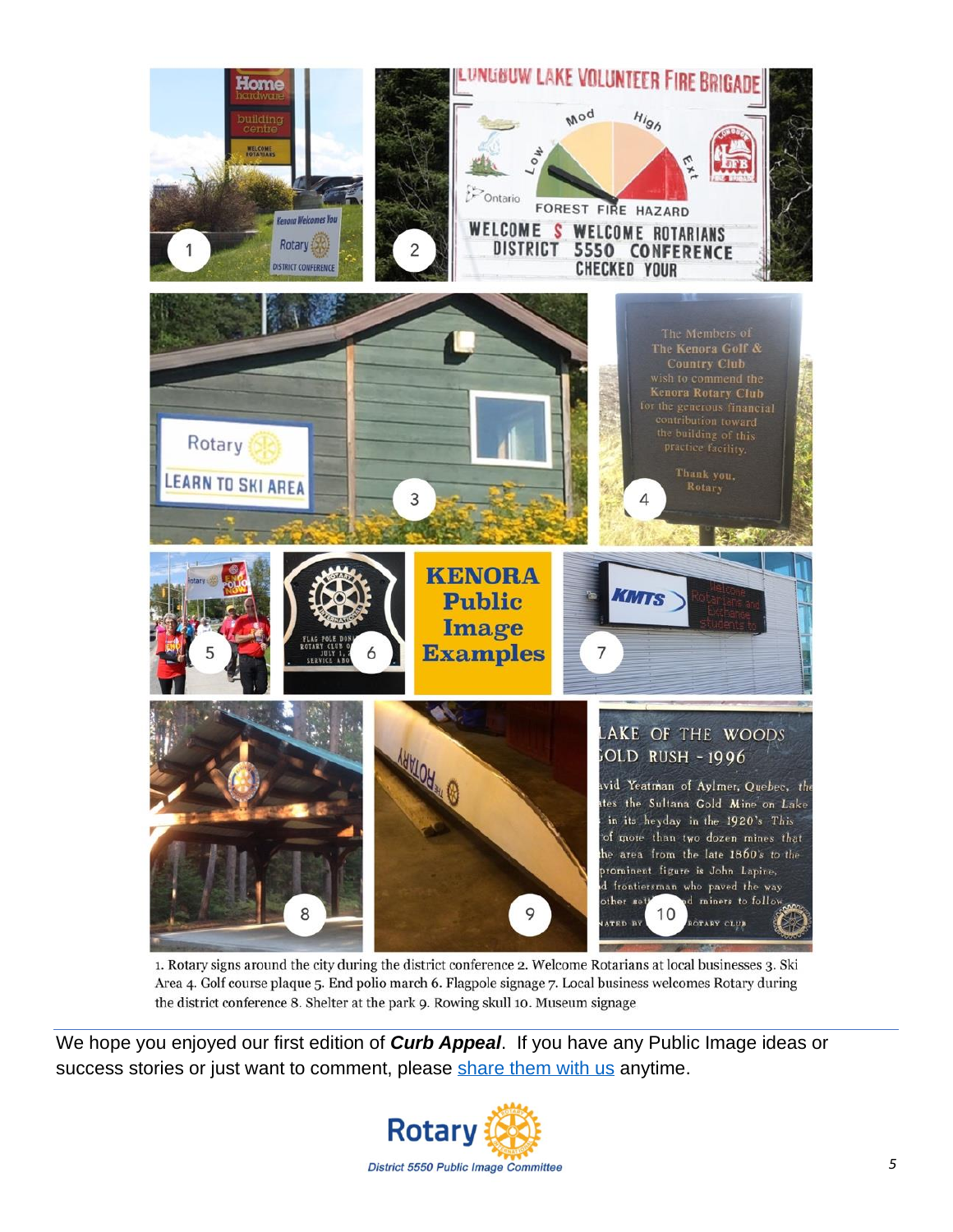**KENORA Public Image Examples**

1. Rotary signs around the city during the district conference 2. Welcome Rotarians at local businesses 3. Ski Area 4. Golf course plaque 5. End polio march 6. Flagpole signage 7. Local business welcomes Rotary during the district conference 8. Shelter at the park 9. Rowing skull 10. Museum signage

---

We hope you enjoyed our first edition of ***Curb Appeal***. If you have any Public Image ideas or success stories or just want to comment, please share them with us anytime.

Rotary

*District 5550 Public Image Committee*